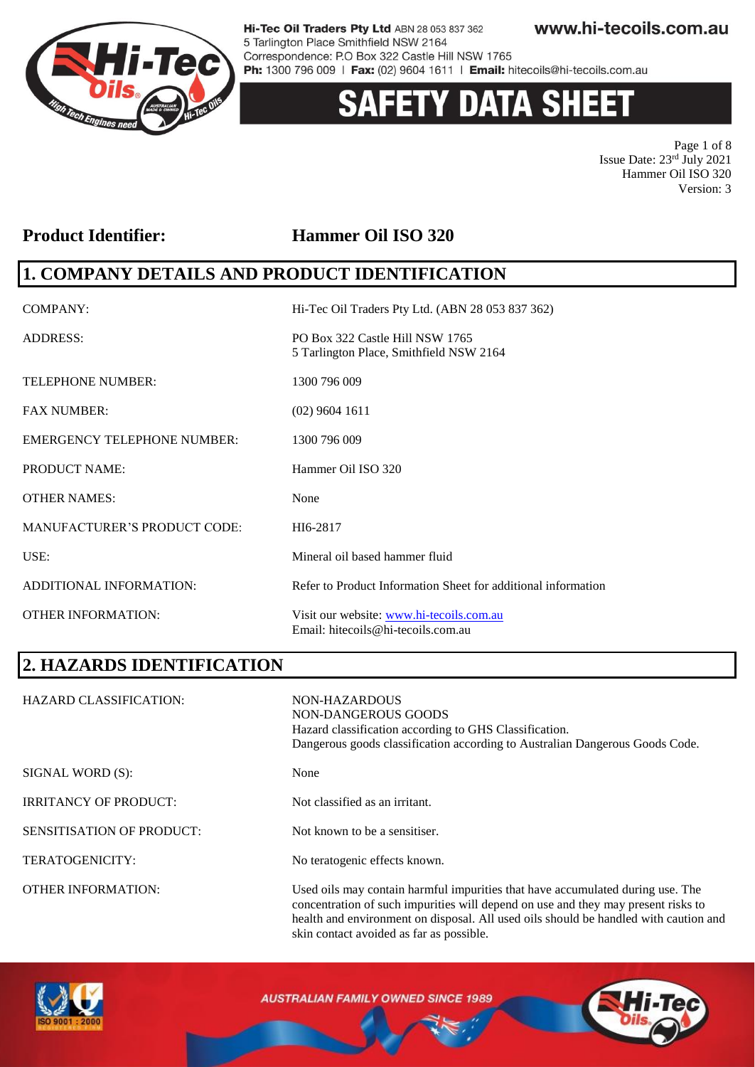# SAFETY DATA SHEET

Issue Date: 23rd July 2021
Hammer Oil ISO 320
Version: 3

**Product Identifier: Hammer Oil ISO 320**

## 1. COMPANY DETAILS AND PRODUCT IDENTIFICATION

| | |
|---|---|
| COMPANY: | Hi-Tec Oil Traders Pty Ltd. (ABN 28 053 837 362) |
| ADDRESS: | PO Box 322 Castle Hill NSW 1765<br>5 Tarlington Place, Smithfield NSW 2164 |
| TELEPHONE NUMBER: | 1300 796 009 |
| FAX NUMBER: | (02) 9604 1611 |
| EMERGENCY TELEPHONE NUMBER: | 1300 796 009 |
| PRODUCT NAME: | Hammer Oil ISO 320 |
| OTHER NAMES: | None |
| MANUFACTURER'S PRODUCT CODE: | HI6-2817 |
| USE: | Mineral oil based hammer fluid |
| ADDITIONAL INFORMATION: | Refer to Product Information Sheet for additional information |
| OTHER INFORMATION: | Visit our website: www.hi-tecoils.com.au<br>Email: hitecoils@hi-tecoils.com.au |

## 2. HAZARDS IDENTIFICATION

| | |
|---|---|
| HAZARD CLASSIFICATION: | NON-HAZARDOUS<br>NON-DANGEROUS GOODS<br>Hazard classification according to GHS Classification.<br>Dangerous goods classification according to Australian Dangerous Goods Code. |
| SIGNAL WORD (S): | None |
| IRRITANCY OF PRODUCT: | Not classified as an irritant. |
| SENSITISATION OF PRODUCT: | Not known to be a sensitiser. |
| TERATOGENICITY: | No teratogenic effects known. |
| OTHER INFORMATION: | Used oils may contain harmful impurities that have accumulated during use. The concentration of such impurities will depend on use and they may present risks to health and environment on disposal. All used oils should be handled with caution and skin contact avoided as far as possible. |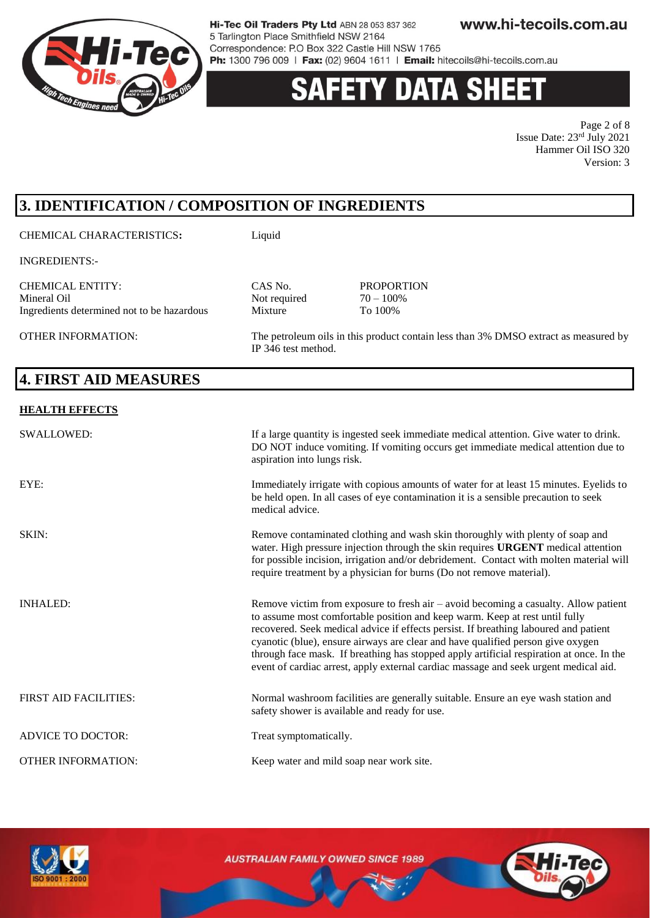# 3. IDENTIFICATION / COMPOSITION OF INGREDIENTS

CHEMICAL CHARACTERISTICS**:** Liquid

INGREDIENTS:-

| CHEMICAL ENTITY: | CAS No. | PROPORTION |
|---|---|---|
| Mineral Oil | Not required | 70 – 100% |
| Ingredients determined not to be hazardous | Mixture | To 100% |

OTHER INFORMATION: The petroleum oils in this product contain less than 3% DMSO extract as measured by IP 346 test method.

# 4. FIRST AID MEASURES

**HEALTH EFFECTS**

SWALLOWED: If a large quantity is ingested seek immediate medical attention. Give water to drink. DO NOT induce vomiting. If vomiting occurs get immediate medical attention due to aspiration into lungs risk.

EYE: Immediately irrigate with copious amounts of water for at least 15 minutes. Eyelids to be held open. In all cases of eye contamination it is a sensible precaution to seek medical advice.

SKIN: Remove contaminated clothing and wash skin thoroughly with plenty of soap and water. High pressure injection through the skin requires **URGENT** medical attention for possible incision, irrigation and/or debridement. Contact with molten material will require treatment by a physician for burns (Do not remove material).

INHALED: Remove victim from exposure to fresh air – avoid becoming a casualty. Allow patient to assume most comfortable position and keep warm. Keep at rest until fully recovered. Seek medical advice if effects persist. If breathing laboured and patient cyanotic (blue), ensure airways are clear and have qualified person give oxygen through face mask. If breathing has stopped apply artificial respiration at once. In the event of cardiac arrest, apply external cardiac massage and seek urgent medical aid.

FIRST AID FACILITIES: Normal washroom facilities are generally suitable. Ensure an eye wash station and safety shower is available and ready for use.

ADVICE TO DOCTOR: Treat symptomatically.

OTHER INFORMATION: Keep water and mild soap near work site.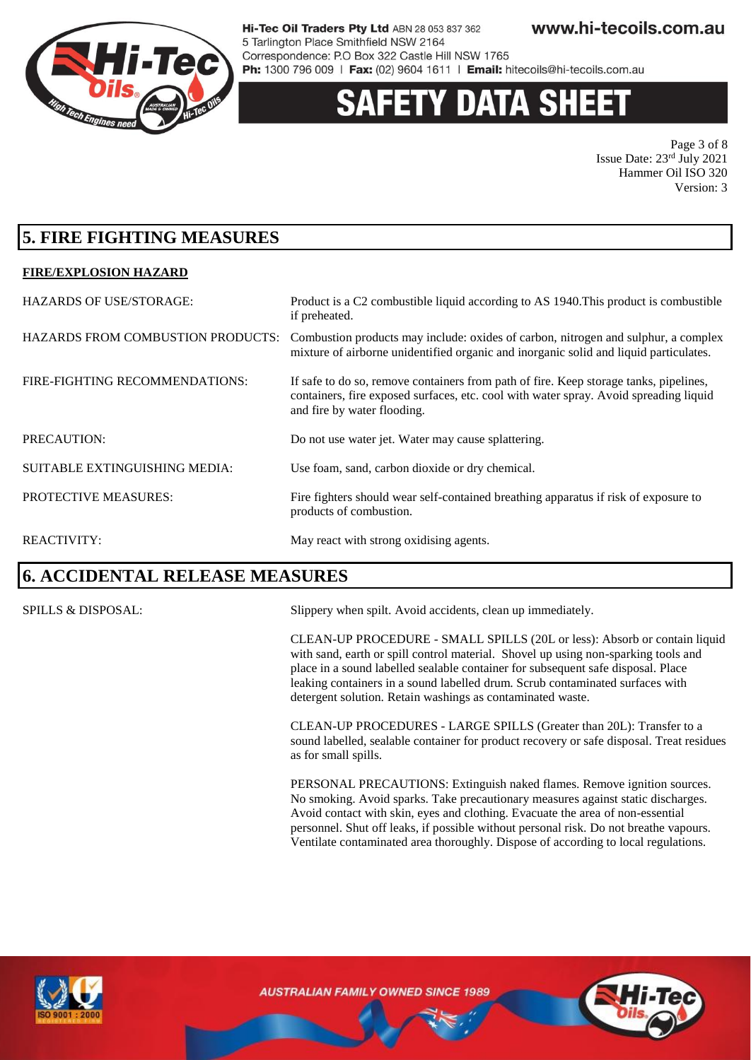## 5. FIRE FIGHTING MEASURES

**FIRE/EXPLOSION HAZARD**

| | |
|---|---|
| HAZARDS OF USE/STORAGE: | Product is a C2 combustible liquid according to AS 1940.This product is combustible if preheated. |
| HAZARDS FROM COMBUSTION PRODUCTS: | Combustion products may include: oxides of carbon, nitrogen and sulphur, a complex mixture of airborne unidentified organic and inorganic solid and liquid particulates. |
| FIRE-FIGHTING RECOMMENDATIONS: | If safe to do so, remove containers from path of fire. Keep storage tanks, pipelines, containers, fire exposed surfaces, etc. cool with water spray. Avoid spreading liquid and fire by water flooding. |
| PRECAUTION: | Do not use water jet. Water may cause splattering. |
| SUITABLE EXTINGUISHING MEDIA: | Use foam, sand, carbon dioxide or dry chemical. |
| PROTECTIVE MEASURES: | Fire fighters should wear self-contained breathing apparatus if risk of exposure to products of combustion. |
| REACTIVITY: | May react with strong oxidising agents. |

## 6. ACCIDENTAL RELEASE MEASURES

SPILLS & DISPOSAL: Slippery when spilt. Avoid accidents, clean up immediately.

CLEAN-UP PROCEDURE - SMALL SPILLS (20L or less): Absorb or contain liquid with sand, earth or spill control material. Shovel up using non-sparking tools and place in a sound labelled sealable container for subsequent safe disposal. Place leaking containers in a sound labelled drum. Scrub contaminated surfaces with detergent solution. Retain washings as contaminated waste.

CLEAN-UP PROCEDURES - LARGE SPILLS (Greater than 20L): Transfer to a sound labelled, sealable container for product recovery or safe disposal. Treat residues as for small spills.

PERSONAL PRECAUTIONS: Extinguish naked flames. Remove ignition sources. No smoking. Avoid sparks. Take precautionary measures against static discharges. Avoid contact with skin, eyes and clothing. Evacuate the area of non-essential personnel. Shut off leaks, if possible without personal risk. Do not breathe vapours. Ventilate contaminated area thoroughly. Dispose of according to local regulations.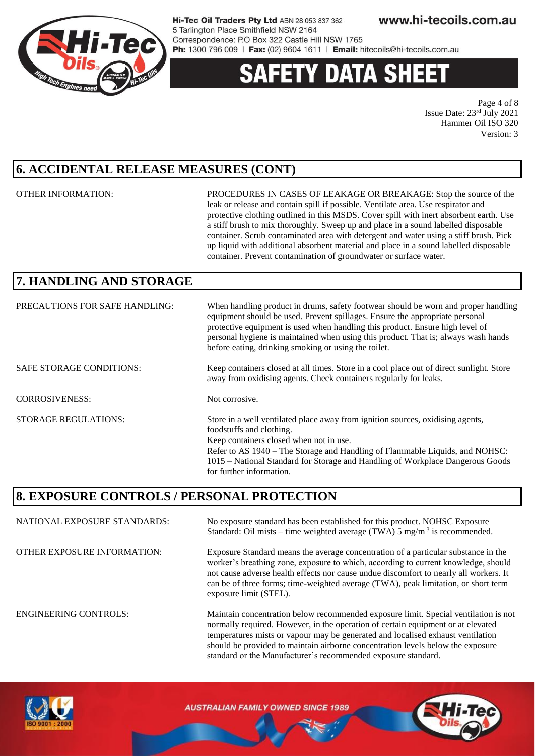## 6. ACCIDENTAL RELEASE MEASURES (CONT)

| | |
|---|---|
| OTHER INFORMATION: | PROCEDURES IN CASES OF LEAKAGE OR BREAKAGE: Stop the source of the leak or release and contain spill if possible. Ventilate area. Use respirator and protective clothing outlined in this MSDS. Cover spill with inert absorbent earth. Use a stiff brush to mix thoroughly. Sweep up and place in a sound labelled disposable container. Scrub contaminated area with detergent and water using a stiff brush. Pick up liquid with additional absorbent material and place in a sound labelled disposable container. Prevent contamination of groundwater or surface water. |

## 7. HANDLING AND STORAGE

| | |
|---|---|
| PRECAUTIONS FOR SAFE HANDLING: | When handling product in drums, safety footwear should be worn and proper handling equipment should be used. Prevent spillages. Ensure the appropriate personal protective equipment is used when handling this product. Ensure high level of personal hygiene is maintained when using this product. That is; always wash hands before eating, drinking smoking or using the toilet. |
| SAFE STORAGE CONDITIONS: | Keep containers closed at all times. Store in a cool place out of direct sunlight. Store away from oxidising agents. Check containers regularly for leaks. |
| CORROSIVENESS: | Not corrosive. |
| STORAGE REGULATIONS: | Store in a well ventilated place away from ignition sources, oxidising agents, foodstuffs and clothing.<br>Keep containers closed when not in use.<br>Refer to AS 1940 – The Storage and Handling of Flammable Liquids, and NOHSC: 1015 – National Standard for Storage and Handling of Workplace Dangerous Goods for further information. |

## 8. EXPOSURE CONTROLS / PERSONAL PROTECTION

| | |
|---|---|
| NATIONAL EXPOSURE STANDARDS: | No exposure standard has been established for this product. NOHSC Exposure Standard: Oil mists – time weighted average (TWA) 5 mg/m$^3$ is recommended. |
| OTHER EXPOSURE INFORMATION: | Exposure Standard means the average concentration of a particular substance in the worker's breathing zone, exposure to which, according to current knowledge, should not cause adverse health effects nor cause undue discomfort to nearly all workers. It can be of three forms; time-weighted average (TWA), peak limitation, or short term exposure limit (STEL). |
| ENGINEERING CONTROLS: | Maintain concentration below recommended exposure limit. Special ventilation is not normally required. However, in the operation of certain equipment or at elevated temperatures mists or vapour may be generated and localised exhaust ventilation should be provided to maintain airborne concentration levels below the exposure standard or the Manufacturer's recommended exposure standard. |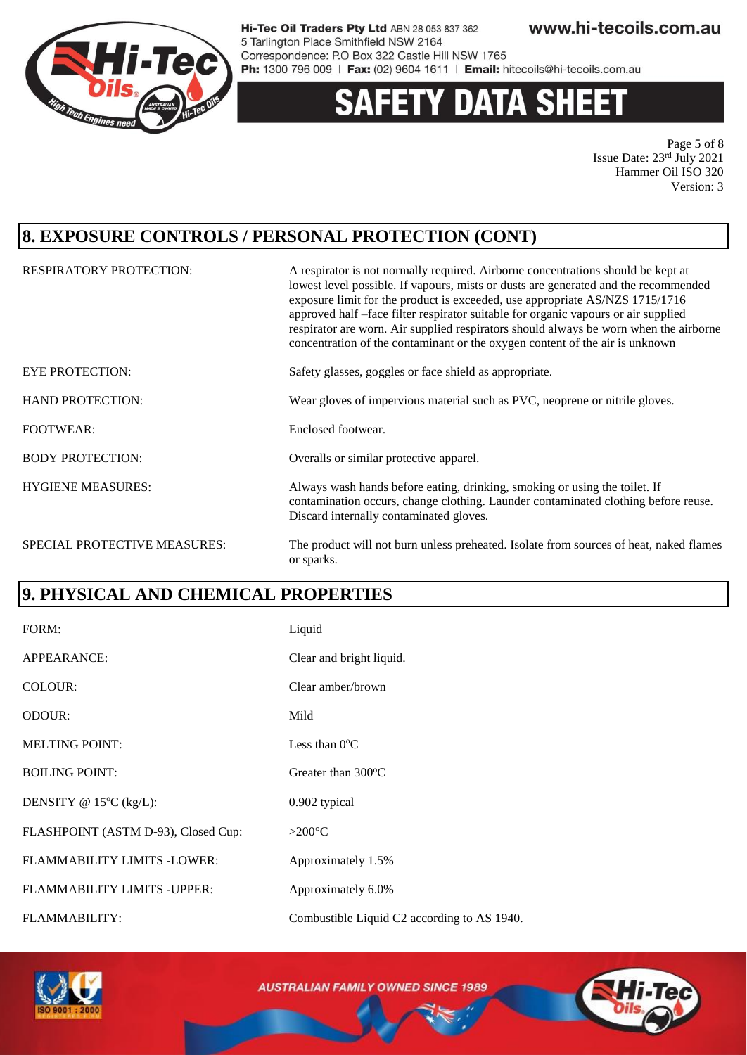## 8. EXPOSURE CONTROLS / PERSONAL PROTECTION (CONT)

| | |
|---|---|
| RESPIRATORY PROTECTION: | A respirator is not normally required. Airborne concentrations should be kept at lowest level possible. If vapours, mists or dusts are generated and the recommended exposure limit for the product is exceeded, use appropriate AS/NZS 1715/1716 approved half –face filter respirator suitable for organic vapours or air supplied respirator are worn. Air supplied respirators should always be worn when the airborne concentration of the contaminant or the oxygen content of the air is unknown |
| EYE PROTECTION: | Safety glasses, goggles or face shield as appropriate. |
| HAND PROTECTION: | Wear gloves of impervious material such as PVC, neoprene or nitrile gloves. |
| FOOTWEAR: | Enclosed footwear. |
| BODY PROTECTION: | Overalls or similar protective apparel. |
| HYGIENE MEASURES: | Always wash hands before eating, drinking, smoking or using the toilet. If contamination occurs, change clothing. Launder contaminated clothing before reuse. Discard internally contaminated gloves. |
| SPECIAL PROTECTIVE MEASURES: | The product will not burn unless preheated. Isolate from sources of heat, naked flames or sparks. |

## 9. PHYSICAL AND CHEMICAL PROPERTIES

| | |
|---|---|
| FORM: | Liquid |
| APPEARANCE: | Clear and bright liquid. |
| COLOUR: | Clear amber/brown |
| ODOUR: | Mild |
| MELTING POINT: | Less than 0°C |
| BOILING POINT: | Greater than 300°C |
| DENSITY @ 15°C (kg/L): | 0.902 typical |
| FLASHPOINT (ASTM D-93), Closed Cup: | >200°C |
| FLAMMABILITY LIMITS -LOWER: | Approximately 1.5% |
| FLAMMABILITY LIMITS -UPPER: | Approximately 6.0% |
| FLAMMABILITY: | Combustible Liquid C2 according to AS 1940. |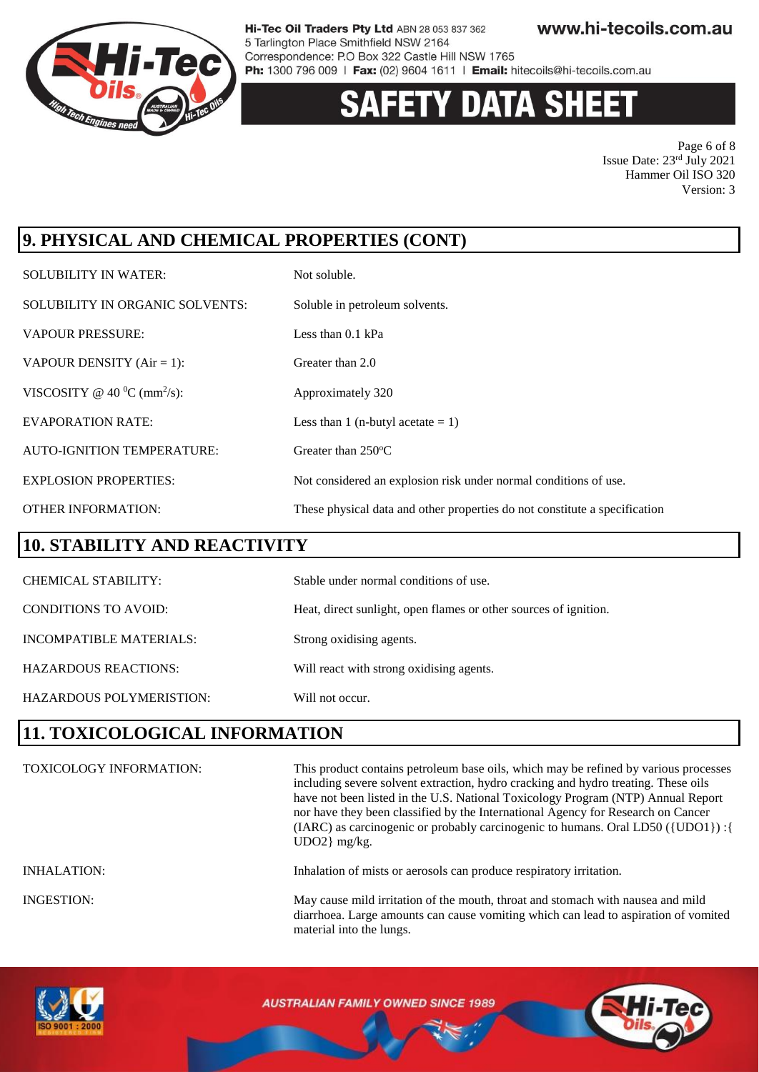## 9. PHYSICAL AND CHEMICAL PROPERTIES (CONT)

| | |
|---|---|
| SOLUBILITY IN WATER: | Not soluble. |
| SOLUBILITY IN ORGANIC SOLVENTS: | Soluble in petroleum solvents. |
| VAPOUR PRESSURE: | Less than 0.1 kPa |
| VAPOUR DENSITY (Air = 1): | Greater than 2.0 |
| VISCOSITY @ 40 $^0$C ($mm^2/s$): | Approximately 320 |
| EVAPORATION RATE: | Less than 1 (n-butyl acetate = 1) |
| AUTO-IGNITION TEMPERATURE: | Greater than 250$^o$C |
| EXPLOSION PROPERTIES: | Not considered an explosion risk under normal conditions of use. |
| OTHER INFORMATION: | These physical data and other properties do not constitute a specification |

## 10. STABILITY AND REACTIVITY

| | |
|---|---|
| CHEMICAL STABILITY: | Stable under normal conditions of use. |
| CONDITIONS TO AVOID: | Heat, direct sunlight, open flames or other sources of ignition. |
| INCOMPATIBLE MATERIALS: | Strong oxidising agents. |
| HAZARDOUS REACTIONS: | Will react with strong oxidising agents. |
| HAZARDOUS POLYMERISTION: | Will not occur. |

## 11. TOXICOLOGICAL INFORMATION

| | |
|---|---|
| TOXICOLOGY INFORMATION: | This product contains petroleum base oils, which may be refined by various processes including severe solvent extraction, hydro cracking and hydro treating. These oils have not been listed in the U.S. National Toxicology Program (NTP) Annual Report nor have they been classified by the International Agency for Research on Cancer (IARC) as carcinogenic or probably carcinogenic to humans. Oral LD50 ({UDO1}) :{ UDO2} mg/kg. |
| INHALATION: | Inhalation of mists or aerosols can produce respiratory irritation. |
| INGESTION: | May cause mild irritation of the mouth, throat and stomach with nausea and mild diarrhoea. Large amounts can cause vomiting which can lead to aspiration of vomited material into the lungs. |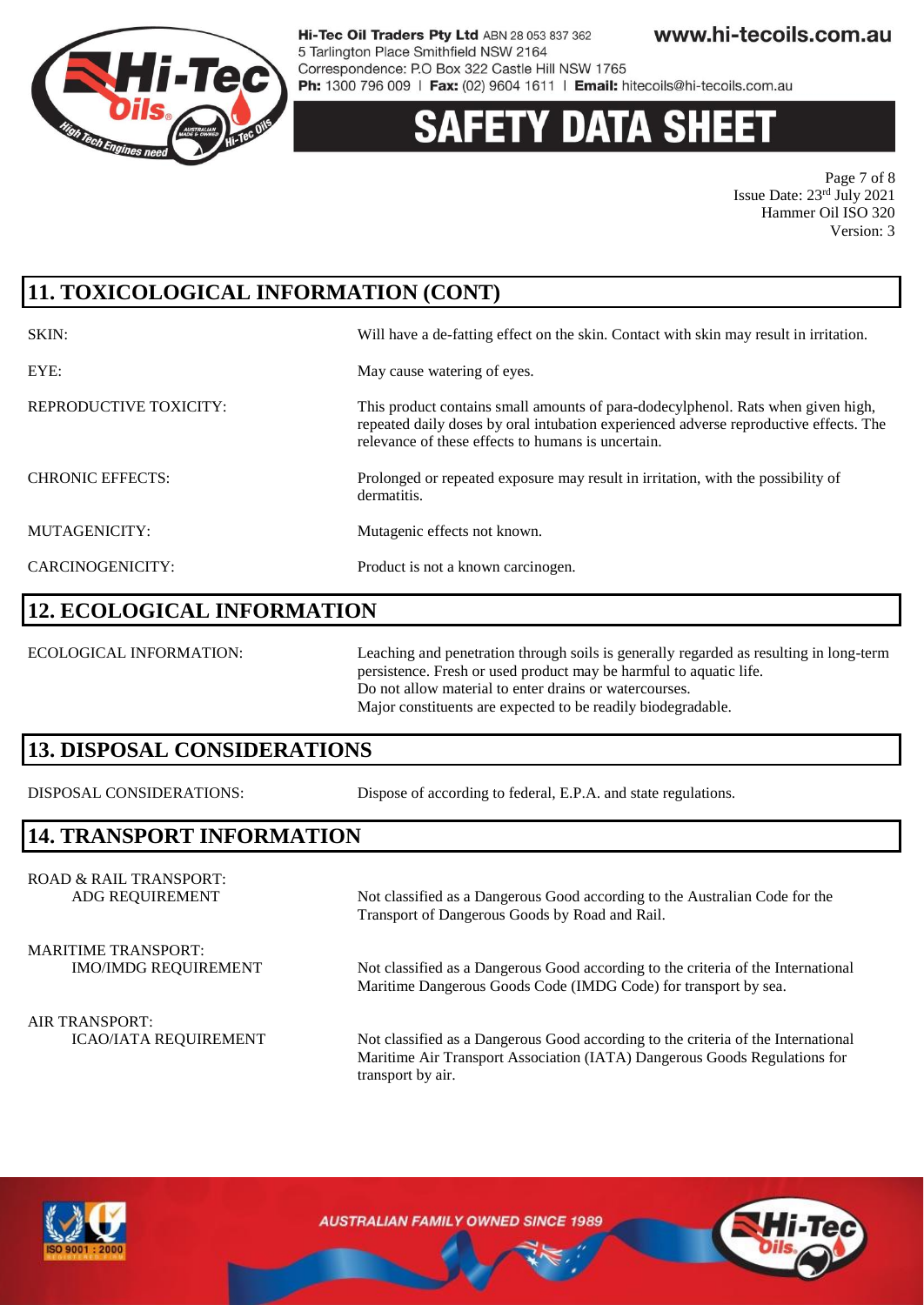## 11. TOXICOLOGICAL INFORMATION (CONT)

| | |
|---|---|
| SKIN: | Will have a de-fatting effect on the skin. Contact with skin may result in irritation. |
| EYE: | May cause watering of eyes. |
| REPRODUCTIVE TOXICITY: | This product contains small amounts of para-dodecylphenol. Rats when given high, repeated daily doses by oral intubation experienced adverse reproductive effects. The relevance of these effects to humans is uncertain. |
| CHRONIC EFFECTS: | Prolonged or repeated exposure may result in irritation, with the possibility of dermatitis. |
| MUTAGENICITY: | Mutagenic effects not known. |
| CARCINOGENICITY: | Product is not a known carcinogen. |

## 12. ECOLOGICAL INFORMATION

| | |
|---|---|
| ECOLOGICAL INFORMATION: | Leaching and penetration through soils is generally regarded as resulting in long-term persistence. Fresh or used product may be harmful to aquatic life. Do not allow material to enter drains or watercourses. Major constituents are expected to be readily biodegradable. |

## 13. DISPOSAL CONSIDERATIONS

| | |
|---|---|
| DISPOSAL CONSIDERATIONS: | Dispose of according to federal, E.P.A. and state regulations. |

## 14. TRANSPORT INFORMATION

ROAD & RAIL TRANSPORT:

| | |
|---|---|
| ADG REQUIREMENT | Not classified as a Dangerous Good according to the Australian Code for the Transport of Dangerous Goods by Road and Rail. |

MARITIME TRANSPORT:

| | |
|---|---|
| IMO/IMDG REQUIREMENT | Not classified as a Dangerous Good according to the criteria of the International Maritime Dangerous Goods Code (IMDG Code) for transport by sea. |

AIR TRANSPORT:

| | |
|---|---|
| ICAO/IATA REQUIREMENT | Not classified as a Dangerous Good according to the criteria of the International Maritime Air Transport Association (IATA) Dangerous Goods Regulations for transport by air. |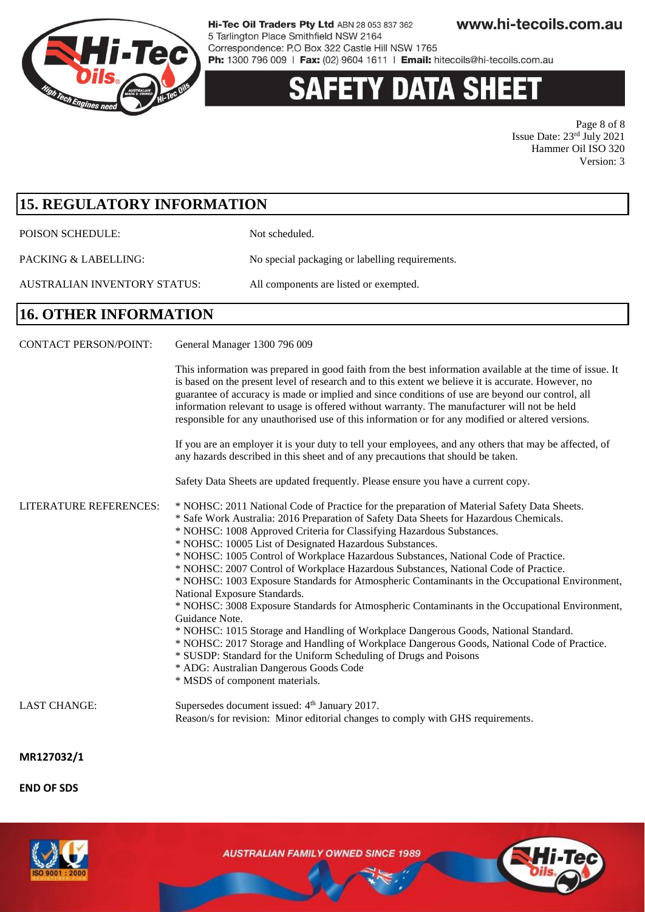## 15. REGULATORY INFORMATION

| | |
|---|---|
| POISON SCHEDULE: | Not scheduled. |
| PACKING & LABELLING: | No special packaging or labelling requirements. |
| AUSTRALIAN INVENTORY STATUS: | All components are listed or exempted. |

## 16. OTHER INFORMATION

CONTACT PERSON/POINT: General Manager 1300 796 009

This information was prepared in good faith from the best information available at the time of issue. It is based on the present level of research and to this extent we believe it is accurate. However, no guarantee of accuracy is made or implied and since conditions of use are beyond our control, all information relevant to usage is offered without warranty. The manufacturer will not be held responsible for any unauthorised use of this information or for any modified or altered versions.

If you are an employer it is your duty to tell your employees, and any others that may be affected, of any hazards described in this sheet and of any precautions that should be taken.

Safety Data Sheets are updated frequently. Please ensure you have a current copy.

LITERATURE REFERENCES:

* NOHSC: 2011 National Code of Practice for the preparation of Material Safety Data Sheets.
* Safe Work Australia: 2016 Preparation of Safety Data Sheets for Hazardous Chemicals.
* NOHSC: 1008 Approved Criteria for Classifying Hazardous Substances.
* NOHSC: 10005 List of Designated Hazardous Substances.
* NOHSC: 1005 Control of Workplace Hazardous Substances, National Code of Practice.
* NOHSC: 2007 Control of Workplace Hazardous Substances, National Code of Practice.
* NOHSC: 1003 Exposure Standards for Atmospheric Contaminants in the Occupational Environment, National Exposure Standards.
* NOHSC: 3008 Exposure Standards for Atmospheric Contaminants in the Occupational Environment, Guidance Note.
* NOHSC: 1015 Storage and Handling of Workplace Dangerous Goods, National Standard.
* NOHSC: 2017 Storage and Handling of Workplace Dangerous Goods, National Code of Practice.
* SUSDP: Standard for the Uniform Scheduling of Drugs and Poisons
* ADG: Australian Dangerous Goods Code
* MSDS of component materials.

LAST CHANGE: Supersedes document issued: 4th January 2017.
Reason/s for revision: Minor editorial changes to comply with GHS requirements.

**MR127032/1**

**END OF SDS**